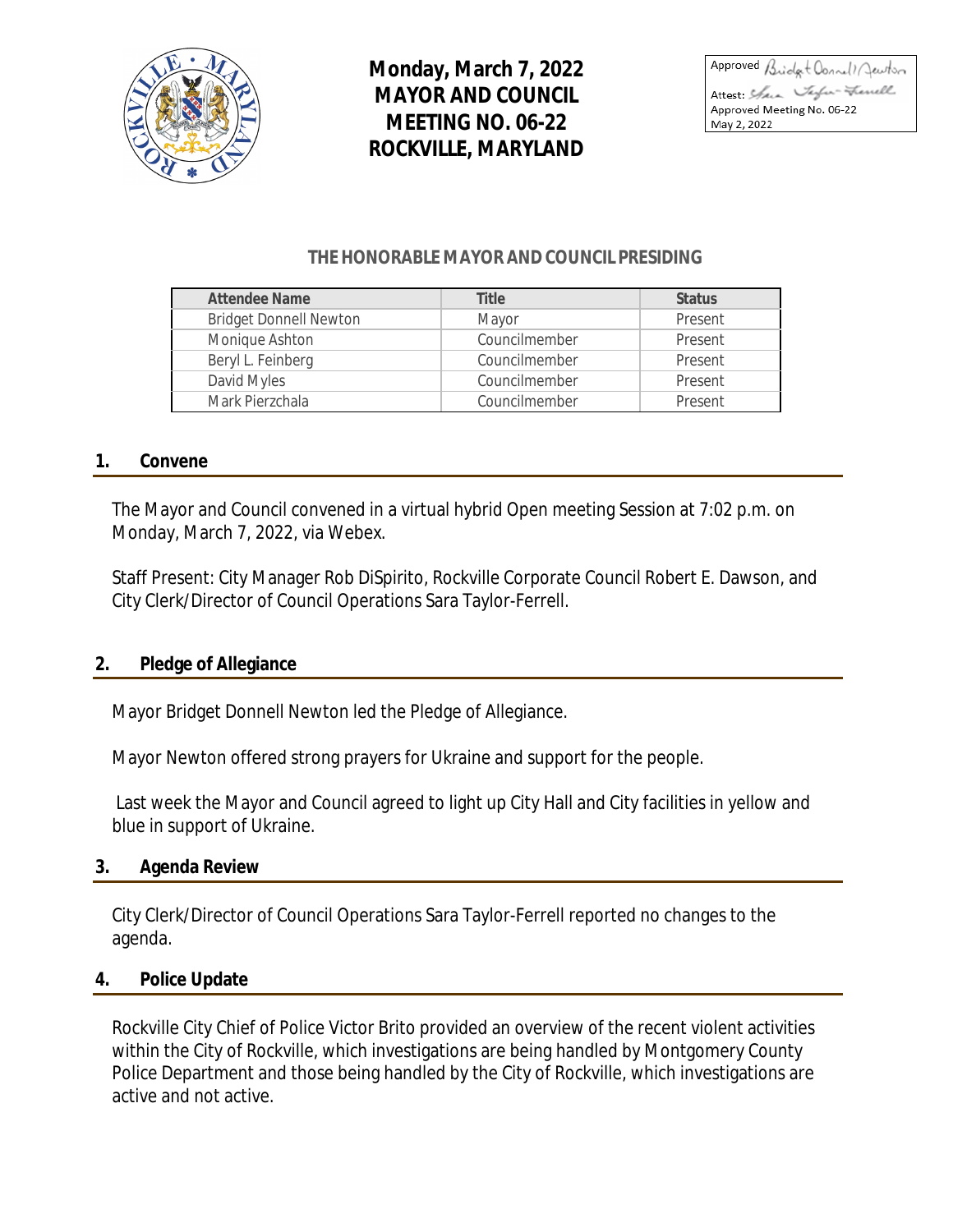# Monday, March 7, 2022
# MAYOR AND COUNCIL
# MEETING NO. 06-22
# ROCKVILLE, MARYLAND

Approved Bridget Donnell Newton
Attest: Sara Taylor-Ferrell
Approved Meeting No. 06-22
May 2, 2022

### THE HONORABLE MAYOR AND COUNCIL PRESIDING

| Attendee Name | Title | Status |
|---|---|---|
| Bridget Donnell Newton | Mayor | Present |
| Monique Ashton | Councilmember | Present |
| Beryl L. Feinberg | Councilmember | Present |
| David Myles | Councilmember | Present |
| Mark Pierzchala | Councilmember | Present |

## 1. Convene

The Mayor and Council convened in a virtual hybrid Open meeting Session at 7:02 p.m. on Monday, March 7, 2022, via Webex.

Staff Present: City Manager Rob DiSpirito, Rockville Corporate Council Robert E. Dawson, and City Clerk/Director of Council Operations Sara Taylor-Ferrell.

## 2. Pledge of Allegiance

Mayor Bridget Donnell Newton led the Pledge of Allegiance.

Mayor Newton offered strong prayers for Ukraine and support for the people.

Last week the Mayor and Council agreed to light up City Hall and City facilities in yellow and blue in support of Ukraine.

## 3. Agenda Review

City Clerk/Director of Council Operations Sara Taylor-Ferrell reported no changes to the agenda.

## 4. Police Update

Rockville City Chief of Police Victor Brito provided an overview of the recent violent activities within the City of Rockville, which investigations are being handled by Montgomery County Police Department and those being handled by the City of Rockville, which investigations are active and not active.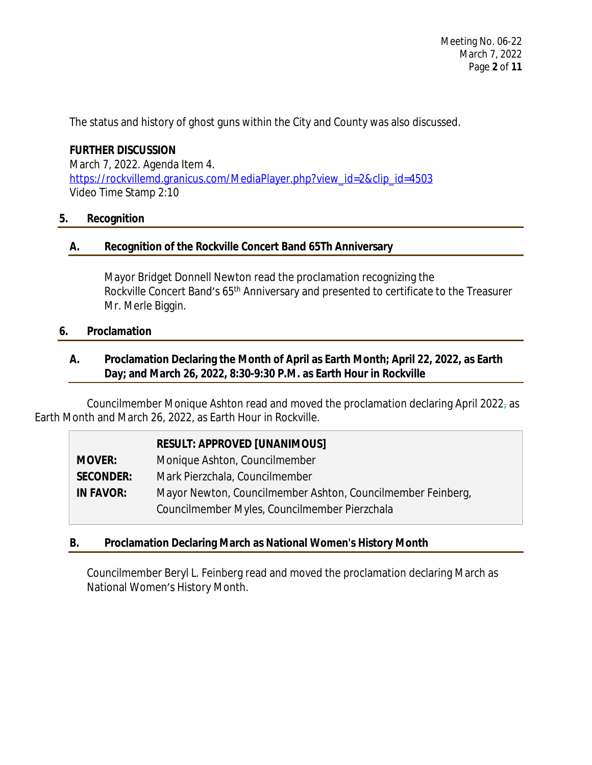The status and history of ghost guns within the City and County was also discussed.

**FURTHER DISCUSSION**
March 7, 2022. Agenda Item 4.
https://rockvillemd.granicus.com/MediaPlayer.php?view_id=2&clip_id=4503
Video Time Stamp 2:10

## 5. Recognition

### A. Recognition of the Rockville Concert Band 65Th Anniversary

Mayor Bridget Donnell Newton read the proclamation recognizing the Rockville Concert Band's 65th Anniversary and presented to certificate to the Treasurer Mr. Merle Biggin.

## 6. Proclamation

### A. Proclamation Declaring the Month of April as Earth Month; April 22, 2022, as Earth Day; and March 26, 2022, 8:30-9:30 P.M. as Earth Hour in Rockville

Councilmember Monique Ashton read and moved the proclamation declaring April 2022, as Earth Month and March 26, 2022, as Earth Hour in Rockville.

| | **RESULT: APPROVED [UNANIMOUS]** |
|---|---|
| **MOVER:** | Monique Ashton, Councilmember |
| **SECONDER:** | Mark Pierzchala, Councilmember |
| **IN FAVOR:** | Mayor Newton, Councilmember Ashton, Councilmember Feinberg, Councilmember Myles, Councilmember Pierzchala |

### B. Proclamation Declaring March as National Women's History Month

Councilmember Beryl L. Feinberg read and moved the proclamation declaring March as National Women's History Month.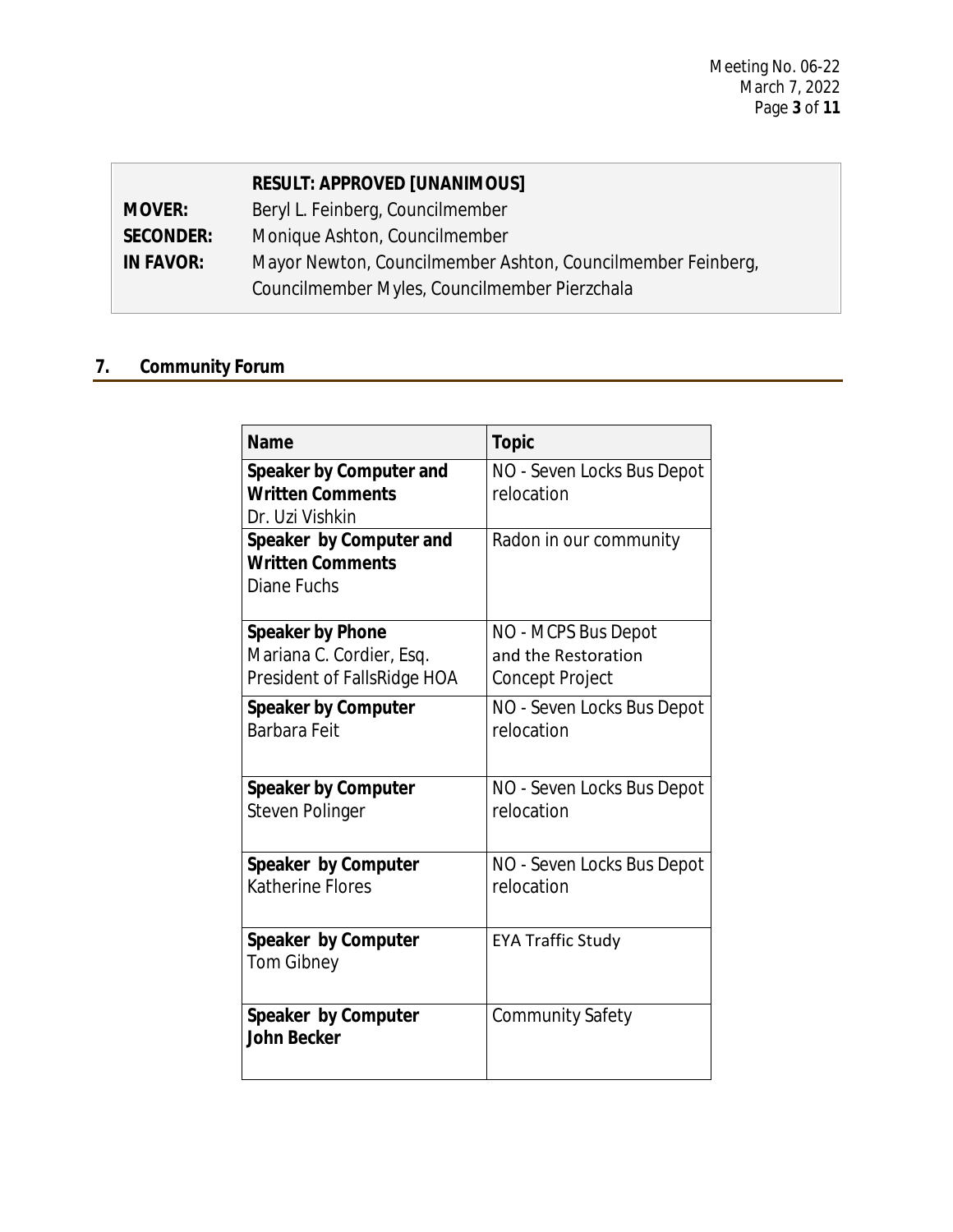| | **RESULT: APPROVED [UNANIMOUS]** |
|---|---|
| **MOVER:** | Beryl L. Feinberg, Councilmember |
| **SECONDER:** | Monique Ashton, Councilmember |
| **IN FAVOR:** | Mayor Newton, Councilmember Ashton, Councilmember Feinberg, Councilmember Myles, Councilmember Pierzchala |

## 7. Community Forum

| Name | Topic |
|---|---|
| **Speaker by Computer and Written Comments** Dr. Uzi Vishkin | NO - Seven Locks Bus Depot relocation |
| **Speaker by Computer and Written Comments** Diane Fuchs | Radon in our community |
| **Speaker by Phone** Mariana C. Cordier, Esq. President of FallsRidge HOA | NO - MCPS Bus Depot and the Restoration Concept Project |
| **Speaker by Computer** Barbara Feit | NO - Seven Locks Bus Depot relocation |
| **Speaker by Computer** Steven Polinger | NO - Seven Locks Bus Depot relocation |
| **Speaker by Computer** Katherine Flores | NO - Seven Locks Bus Depot relocation |
| **Speaker by Computer** Tom Gibney | EYA Traffic Study |
| **Speaker by Computer** **John Becker** | Community Safety |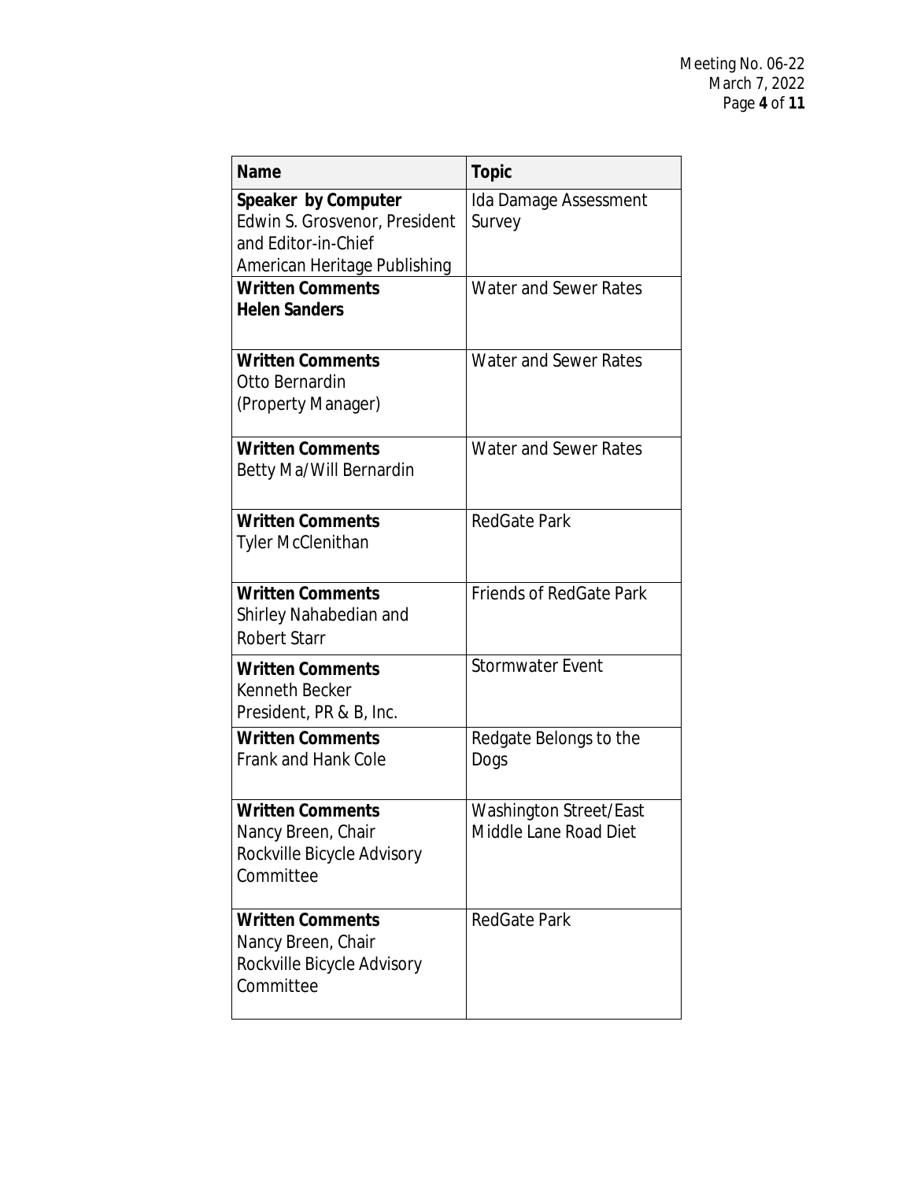| Name | Topic |
|---|---|
| **Speaker by Computer** Edwin S. Grosvenor, President and Editor-in-Chief American Heritage Publishing | Ida Damage Assessment Survey |
| **Written Comments** **Helen Sanders** | Water and Sewer Rates |
| **Written Comments** Otto Bernardin (Property Manager) | Water and Sewer Rates |
| **Written Comments** Betty Ma/Will Bernardin | Water and Sewer Rates |
| **Written Comments** Tyler McClenithan | RedGate Park |
| **Written Comments** Shirley Nahabedian and Robert Starr | Friends of RedGate Park |
| **Written Comments** Kenneth Becker President, PR & B, Inc. | Stormwater Event |
| **Written Comments** Frank and Hank Cole | Redgate Belongs to the Dogs |
| **Written Comments** Nancy Breen, Chair Rockville Bicycle Advisory Committee | Washington Street/East Middle Lane Road Diet |
| **Written Comments** Nancy Breen, Chair Rockville Bicycle Advisory Committee | RedGate Park |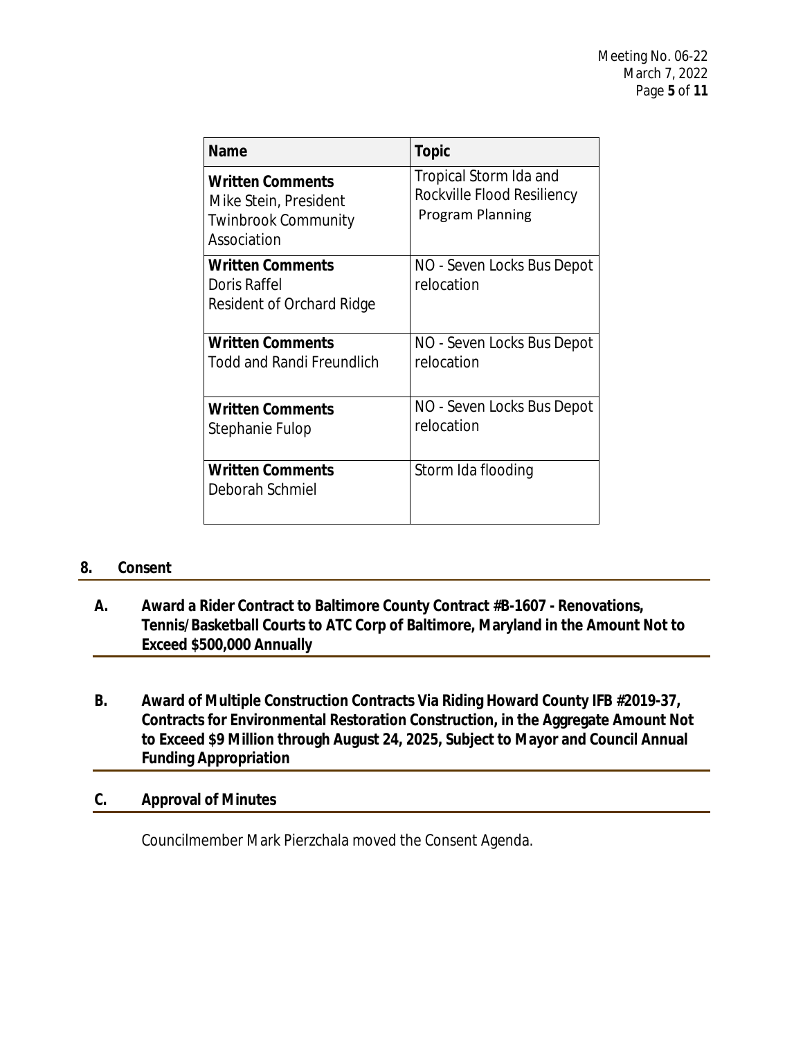| Name | Topic |
| --- | --- |
| **Written Comments** Mike Stein, President Twinbrook Community Association | Tropical Storm Ida and Rockville Flood Resiliency Program Planning |
| **Written Comments** Doris Raffel Resident of Orchard Ridge | NO - Seven Locks Bus Depot relocation |
| **Written Comments** Todd and Randi Freundlich | NO - Seven Locks Bus Depot relocation |
| **Written Comments** Stephanie Fulop | NO - Seven Locks Bus Depot relocation |
| **Written Comments** Deborah Schmiel | Storm Ida flooding |

## 8. Consent

### A. Award a Rider Contract to Baltimore County Contract #B-1607 - Renovations, Tennis/Basketball Courts to ATC Corp of Baltimore, Maryland in the Amount Not to Exceed $500,000 Annually

### B. Award of Multiple Construction Contracts Via Riding Howard County IFB #2019-37, Contracts for Environmental Restoration Construction, in the Aggregate Amount Not to Exceed $9 Million through August 24, 2025, Subject to Mayor and Council Annual Funding Appropriation

### C. Approval of Minutes

Councilmember Mark Pierzchala moved the Consent Agenda.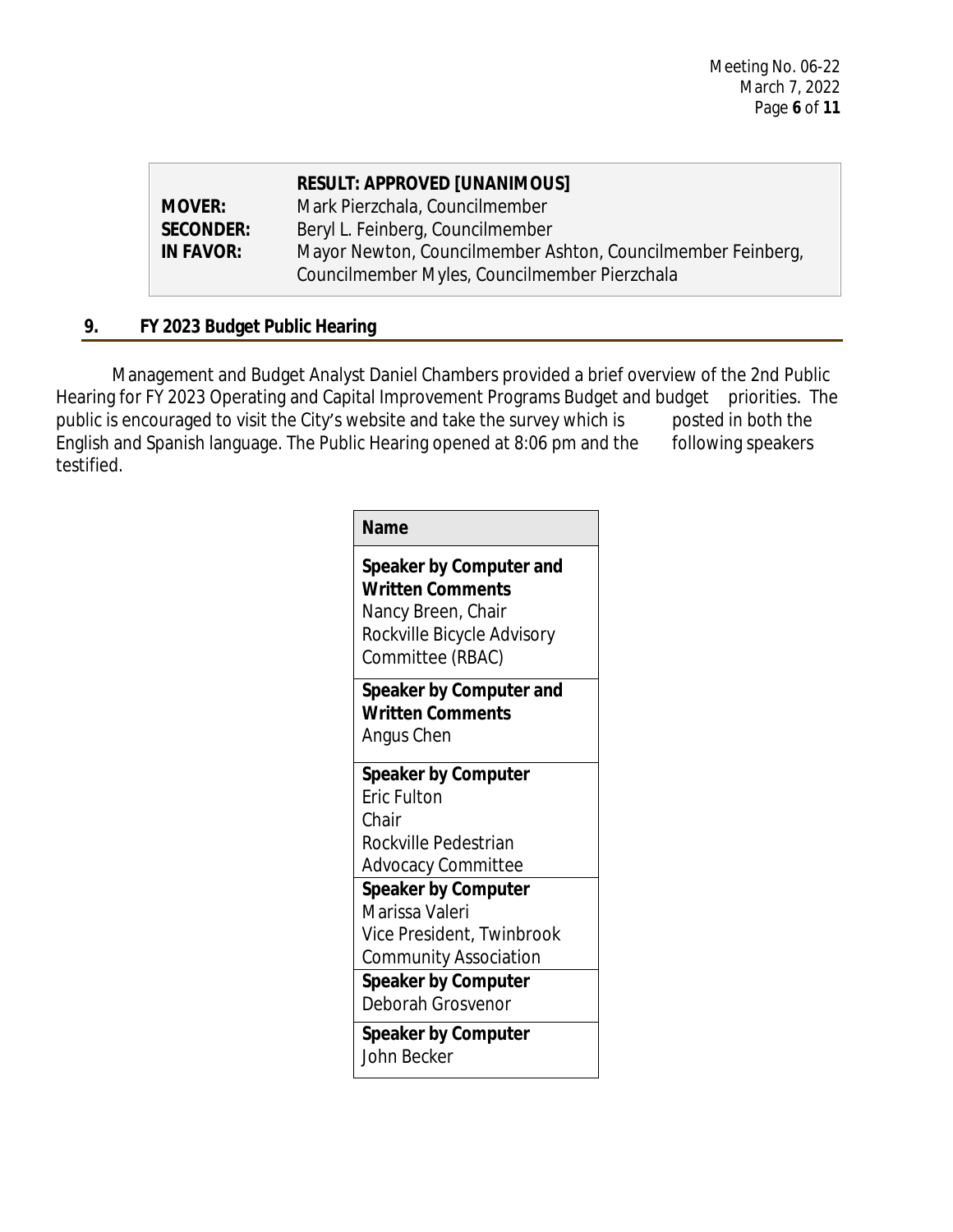| | RESULT: APPROVED [UNANIMOUS] |
|---|---|
| **MOVER:** | Mark Pierzchala, Councilmember |
| **SECONDER:** | Beryl L. Feinberg, Councilmember |
| **IN FAVOR:** | Mayor Newton, Councilmember Ashton, Councilmember Feinberg, Councilmember Myles, Councilmember Pierzchala |

## 9. FY 2023 Budget Public Hearing

Management and Budget Analyst Daniel Chambers provided a brief overview of the 2nd Public Hearing for FY 2023 Operating and Capital Improvement Programs Budget and budget priorities. The public is encouraged to visit the City's website and take the survey which is posted in both the English and Spanish language. The Public Hearing opened at 8:06 pm and the following speakers testified.

| Name |
|---|
| **Speaker by Computer and Written Comments** Nancy Breen, Chair Rockville Bicycle Advisory Committee (RBAC) |
| **Speaker by Computer and Written Comments** Angus Chen |
| **Speaker by Computer** Eric Fulton Chair Rockville Pedestrian Advocacy Committee |
| **Speaker by Computer** Marissa Valeri Vice President, Twinbrook Community Association |
| **Speaker by Computer** Deborah Grosvenor |
| **Speaker by Computer** John Becker |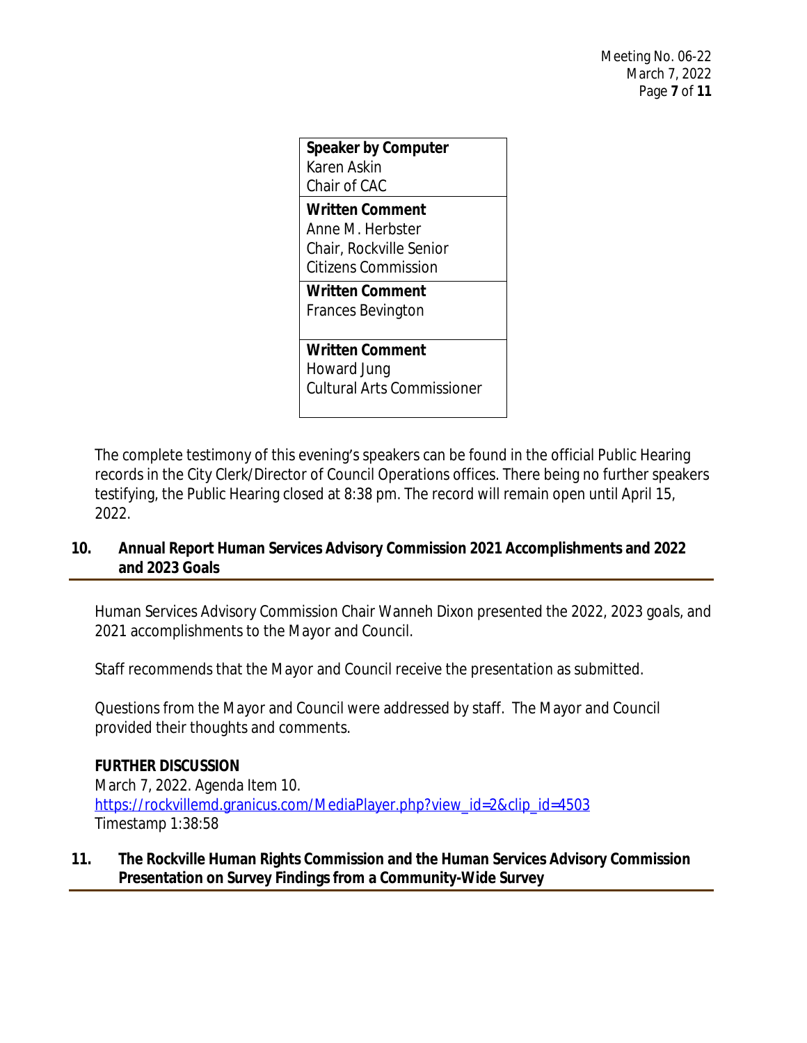| **Speaker by Computer**<br>Karen Askin<br>Chair of CAC |
|---|
| **Written Comment**<br>Anne M. Herbster<br>Chair, Rockville Senior Citizens Commission |
| **Written Comment**<br>Frances Bevington |
| **Written Comment**<br>Howard Jung<br>Cultural Arts Commissioner |

The complete testimony of this evening's speakers can be found in the official Public Hearing records in the City Clerk/Director of Council Operations offices. There being no further speakers testifying, the Public Hearing closed at 8:38 pm. The record will remain open until April 15, 2022.

## 10. Annual Report Human Services Advisory Commission 2021 Accomplishments and 2022 and 2023 Goals

Human Services Advisory Commission Chair Wanneh Dixon presented the 2022, 2023 goals, and 2021 accomplishments to the Mayor and Council.

Staff recommends that the Mayor and Council receive the presentation as submitted.

Questions from the Mayor and Council were addressed by staff. The Mayor and Council provided their thoughts and comments.

**FURTHER DISCUSSION**
March 7, 2022. Agenda Item 10.
https://rockvillemd.granicus.com/MediaPlayer.php?view_id=2&clip_id=4503
Timestamp 1:38:58

## 11. The Rockville Human Rights Commission and the Human Services Advisory Commission Presentation on Survey Findings from a Community-Wide Survey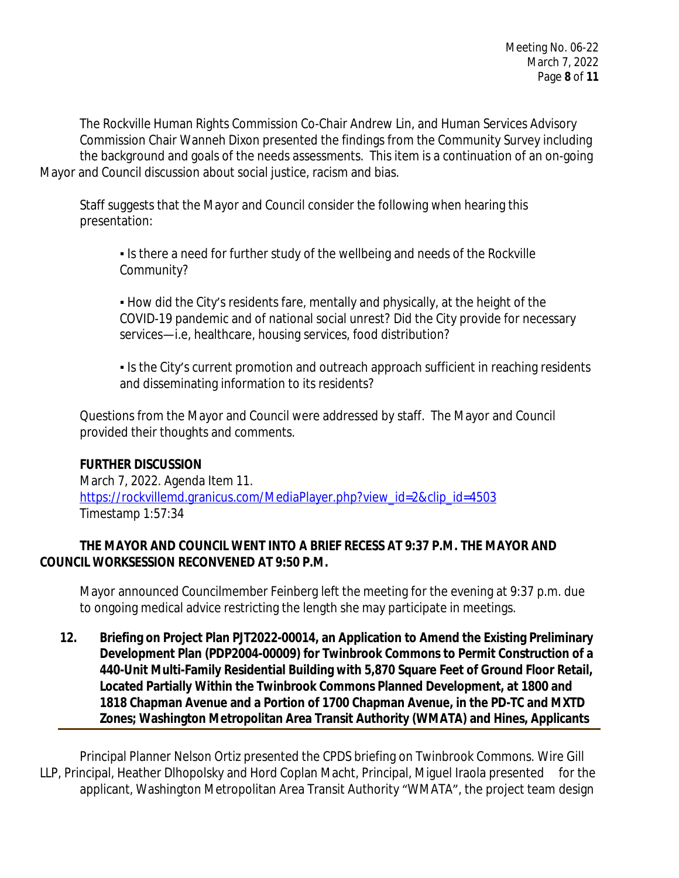The Rockville Human Rights Commission Co-Chair Andrew Lin, and Human Services Advisory Commission Chair Wanneh Dixon presented the findings from the Community Survey including the background and goals of the needs assessments. This item is a continuation of an on-going Mayor and Council discussion about social justice, racism and bias.

Staff suggests that the Mayor and Council consider the following when hearing this presentation:

- Is there a need for further study of the wellbeing and needs of the Rockville Community?
- How did the City's residents fare, mentally and physically, at the height of the COVID-19 pandemic and of national social unrest? Did the City provide for necessary services—i.e, healthcare, housing services, food distribution?
- Is the City's current promotion and outreach approach sufficient in reaching residents and disseminating information to its residents?

Questions from the Mayor and Council were addressed by staff. The Mayor and Council provided their thoughts and comments.

**FURTHER DISCUSSION**
March 7, 2022. Agenda Item 11.
https://rockvillemd.granicus.com/MediaPlayer.php?view_id=2&clip_id=4503
Timestamp 1:57:34

**THE MAYOR AND COUNCIL WENT INTO A BRIEF RECESS AT 9:37 P.M. THE MAYOR AND COUNCIL WORKSESSION RECONVENED AT 9:50 P.M.**

Mayor announced Councilmember Feinberg left the meeting for the evening at 9:37 p.m. due to ongoing medical advice restricting the length she may participate in meetings.

**12. Briefing on Project Plan PJT2022-00014, an Application to Amend the Existing Preliminary Development Plan (PDP2004-00009) for Twinbrook Commons to Permit Construction of a 440-Unit Multi-Family Residential Building with 5,870 Square Feet of Ground Floor Retail, Located Partially Within the Twinbrook Commons Planned Development, at 1800 and 1818 Chapman Avenue and a Portion of 1700 Chapman Avenue, in the PD-TC and MXTD Zones; Washington Metropolitan Area Transit Authority (WMATA) and Hines, Applicants**

Principal Planner Nelson Ortiz presented the CPDS briefing on Twinbrook Commons. Wire Gill LLP, Principal, Heather Dlhopolsky and Hord Coplan Macht, Principal, Miguel Iraola presented for the applicant, Washington Metropolitan Area Transit Authority "WMATA", the project team design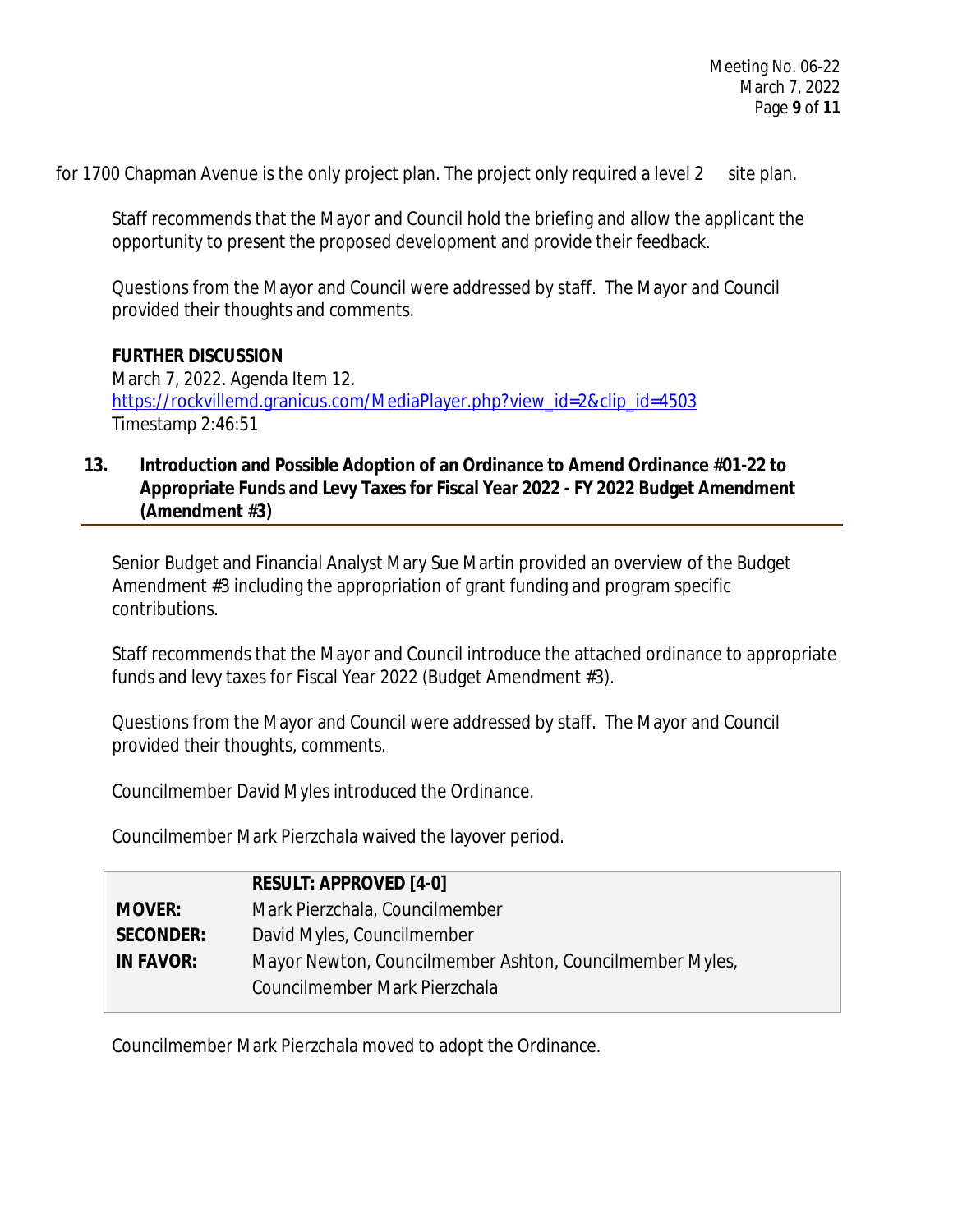for 1700 Chapman Avenue is the only project plan. The project only required a level 2 site plan.

Staff recommends that the Mayor and Council hold the briefing and allow the applicant the opportunity to present the proposed development and provide their feedback.

Questions from the Mayor and Council were addressed by staff. The Mayor and Council provided their thoughts and comments.

**FURTHER DISCUSSION**
March 7, 2022. Agenda Item 12.
https://rockvillemd.granicus.com/MediaPlayer.php?view_id=2&clip_id=4503
Timestamp 2:46:51

### 13. Introduction and Possible Adoption of an Ordinance to Amend Ordinance #01-22 to Appropriate Funds and Levy Taxes for Fiscal Year 2022 - FY 2022 Budget Amendment (Amendment #3)

Senior Budget and Financial Analyst Mary Sue Martin provided an overview of the Budget Amendment #3 including the appropriation of grant funding and program specific contributions.

Staff recommends that the Mayor and Council introduce the attached ordinance to appropriate funds and levy taxes for Fiscal Year 2022 (Budget Amendment #3).

Questions from the Mayor and Council were addressed by staff. The Mayor and Council provided their thoughts, comments.

Councilmember David Myles introduced the Ordinance.

Councilmember Mark Pierzchala waived the layover period.

| | **RESULT: APPROVED [4-0]** |
|---|---|
| **MOVER:** | Mark Pierzchala, Councilmember |
| **SECONDER:** | David Myles, Councilmember |
| **IN FAVOR:** | Mayor Newton, Councilmember Ashton, Councilmember Myles, Councilmember Mark Pierzchala |

Councilmember Mark Pierzchala moved to adopt the Ordinance.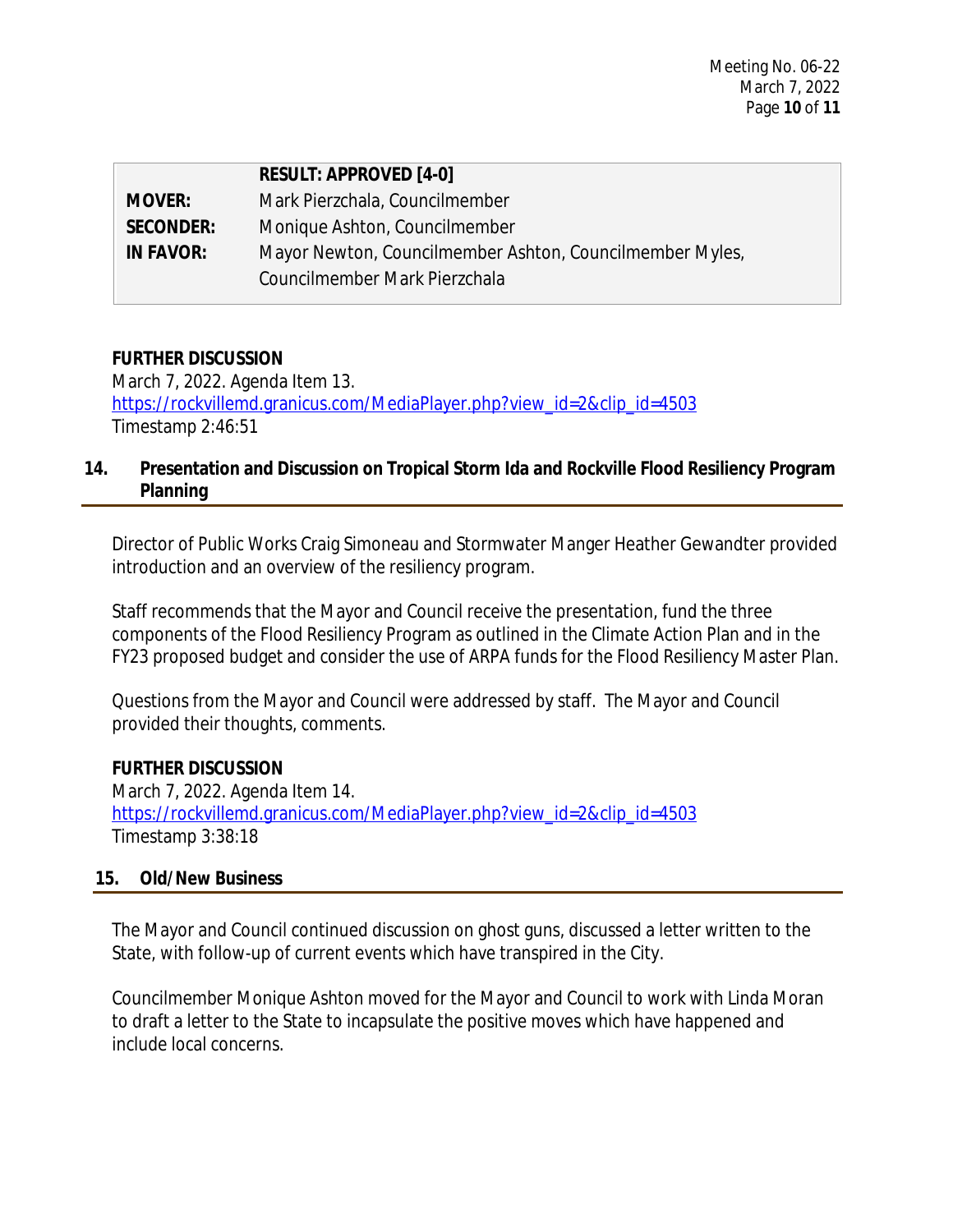| | RESULT: APPROVED [4-0] |
|---|---|
| **MOVER:** | Mark Pierzchala, Councilmember |
| **SECONDER:** | Monique Ashton, Councilmember |
| **IN FAVOR:** | Mayor Newton, Councilmember Ashton, Councilmember Myles, Councilmember Mark Pierzchala |

**FURTHER DISCUSSION**
March 7, 2022. Agenda Item 13.
https://rockvillemd.granicus.com/MediaPlayer.php?view_id=2&clip_id=4503
Timestamp 2:46:51

## 14. Presentation and Discussion on Tropical Storm Ida and Rockville Flood Resiliency Program Planning

Director of Public Works Craig Simoneau and Stormwater Manger Heather Gewandter provided introduction and an overview of the resiliency program.

Staff recommends that the Mayor and Council receive the presentation, fund the three components of the Flood Resiliency Program as outlined in the Climate Action Plan and in the FY23 proposed budget and consider the use of ARPA funds for the Flood Resiliency Master Plan.

Questions from the Mayor and Council were addressed by staff. The Mayor and Council provided their thoughts, comments.

**FURTHER DISCUSSION**
March 7, 2022. Agenda Item 14.
https://rockvillemd.granicus.com/MediaPlayer.php?view_id=2&clip_id=4503
Timestamp 3:38:18

## 15. Old/New Business

The Mayor and Council continued discussion on ghost guns, discussed a letter written to the State, with follow-up of current events which have transpired in the City.

Councilmember Monique Ashton moved for the Mayor and Council to work with Linda Moran to draft a letter to the State to incapsulate the positive moves which have happened and include local concerns.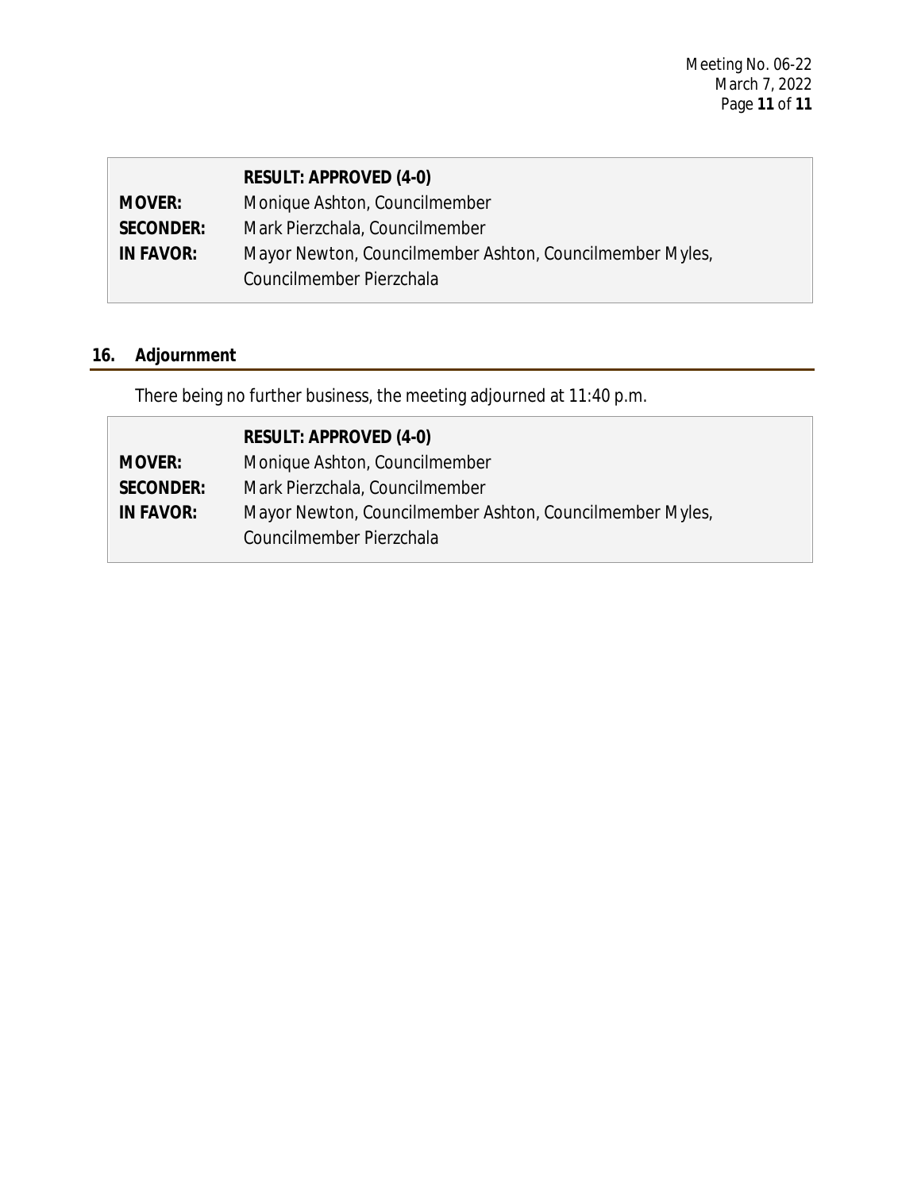| | |
|---|---|
| | **RESULT: APPROVED (4-0)** |
| **MOVER:** | Monique Ashton, Councilmember |
| **SECONDER:** | Mark Pierzchala, Councilmember |
| **IN FAVOR:** | Mayor Newton, Councilmember Ashton, Councilmember Myles, Councilmember Pierzchala |

## 16. Adjournment

There being no further business, the meeting adjourned at 11:40 p.m.

| | |
|---|---|
| | **RESULT: APPROVED (4-0)** |
| **MOVER:** | Monique Ashton, Councilmember |
| **SECONDER:** | Mark Pierzchala, Councilmember |
| **IN FAVOR:** | Mayor Newton, Councilmember Ashton, Councilmember Myles, Councilmember Pierzchala |